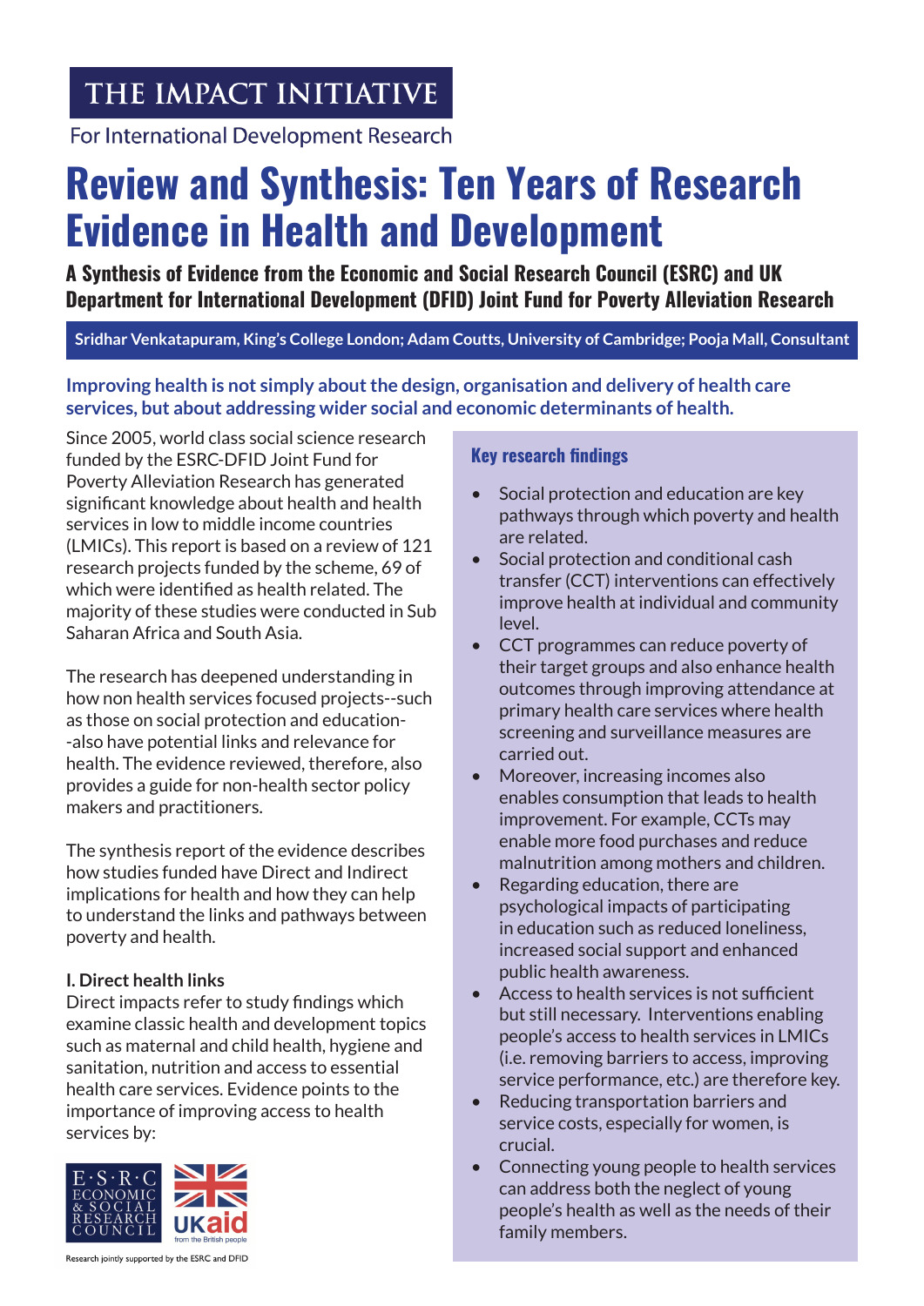THE IMPACT INITIATIVE

For International Development Research

# Review and Synthesis: Ten Years of Research Evidence in Health and Development

**A Synthesis of Evidence from the Economic and Social Research Council (ESRC) and UK Department for International Development (DFID) Joint Fund for Poverty Alleviation Research**

**Sridhar Venkatapuram, King's College London; Adam Coutts, University of Cambridge; Pooja Mall, Consultant**

**Improving health is not simply about the design, organisation and delivery of health care services, but about addressing wider social and economic determinants of health.**

Since 2005, world class social science research funded by the ESRC-DFID Joint Fund for Poverty Alleviation Research has generated significant knowledge about health and health services in low to middle income countries (LMICs). This report is based on a review of 121 research projects funded by the scheme, 69 of which were identified as health related. The majority of these studies were conducted in Sub Saharan Africa and South Asia.

The research has deepened understanding in how non health services focused projects--such as those on social protection and education--also have potential links and relevance for health. The evidence reviewed, therefore, also provides a guide for non-health sector policy makers and practitioners.

The synthesis report of the evidence describes how studies funded have Direct and Indirect implications for health and how they can help to understand the links and pathways between poverty and health.

### I. Direct health links

Direct impacts refer to study findings which examine classic health and development topics such as maternal and child health, hygiene and sanitation, nutrition and access to essential health care services. Evidence points to the importance of improving access to health services by:

Research jointly supported by the ESRC and DFID

### Key research findings

- Social protection and education are key pathways through which poverty and health are related.
- Social protection and conditional cash transfer (CCT) interventions can effectively improve health at individual and community level.
- CCT programmes can reduce poverty of their target groups and also enhance health outcomes through improving attendance at primary health care services where health screening and surveillance measures are carried out.
- Moreover, increasing incomes also enables consumption that leads to health improvement. For example, CCTs may enable more food purchases and reduce malnutrition among mothers and children.
- Regarding education, there are psychological impacts of participating in education such as reduced loneliness, increased social support and enhanced public health awareness.
- Access to health services is not sufficient but still necessary. Interventions enabling people's access to health services in LMICs (i.e. removing barriers to access, improving service performance, etc.) are therefore key.
- Reducing transportation barriers and service costs, especially for women, is crucial.
- Connecting young people to health services can address both the neglect of young people's health as well as the needs of their family members.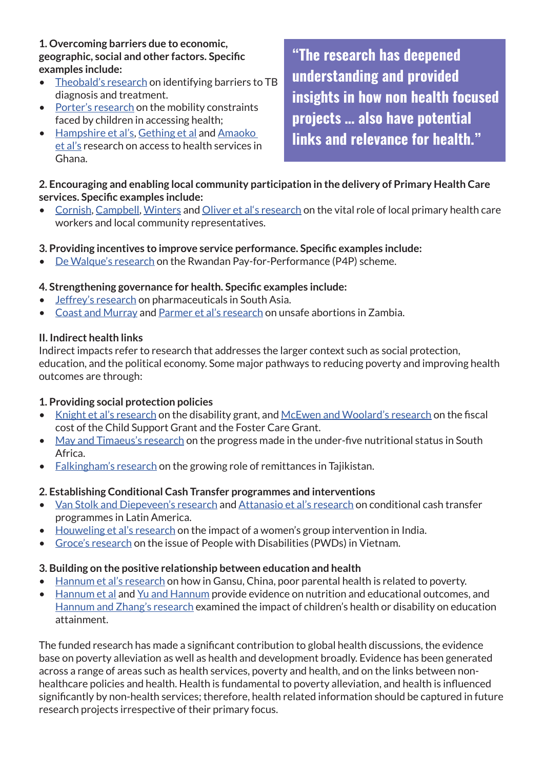**1. Overcoming barriers due to economic, geographic, social and other factors. Specific examples include:**

- Theobald's research on identifying barriers to TB diagnosis and treatment.
- Porter's research on the mobility constraints faced by children in accessing health;
- Hampshire et al's, Gething et al and Amaoko et al's research on access to health services in Ghana.

> **"The research has deepened understanding and provided insights in how non health focused projects … also have potential links and relevance for health."**

**2. Encouraging and enabling local community participation in the delivery of Primary Health Care services. Specific examples include:**

- Cornish, Campbell, Winters and Oliver et al's research on the vital role of local primary health care workers and local community representatives.

**3. Providing incentives to improve service performance. Specific examples include:**

- De Walque's research on the Rwandan Pay-for-Performance (P4P) scheme.

**4. Strengthening governance for health. Specific examples include:**

- Jeffrey's research on pharmaceuticals in South Asia.
- Coast and Murray and Parmer et al's research on unsafe abortions in Zambia.

**II. Indirect health links**

Indirect impacts refer to research that addresses the larger context such as social protection, education, and the political economy. Some major pathways to reducing poverty and improving health outcomes are through:

**1. Providing social protection policies**

- Knight et al's research on the disability grant, and McEwen and Woolard's research on the fiscal cost of the Child Support Grant and the Foster Care Grant.
- May and Timaeus's research on the progress made in the under-five nutritional status in South Africa.
- Falkingham's research on the growing role of remittances in Tajikistan.

**2. Establishing Conditional Cash Transfer programmes and interventions**

- Van Stolk and Diepeveen's research and Attanasio et al's research on conditional cash transfer programmes in Latin America.
- Houweling et al's research on the impact of a women's group intervention in India.
- Groce's research on the issue of People with Disabilities (PWDs) in Vietnam.

**3. Building on the positive relationship between education and health**

- Hannum et al's research on how in Gansu, China, poor parental health is related to poverty.
- Hannum et al and Yu and Hannum provide evidence on nutrition and educational outcomes, and Hannum and Zhang's research examined the impact of children's health or disability on education attainment.

The funded research has made a significant contribution to global health discussions, the evidence base on poverty alleviation as well as health and development broadly. Evidence has been generated across a range of areas such as health services, poverty and health, and on the links between non-healthcare policies and health. Health is fundamental to poverty alleviation, and health is influenced significantly by non-health services; therefore, health related information should be captured in future research projects irrespective of their primary focus.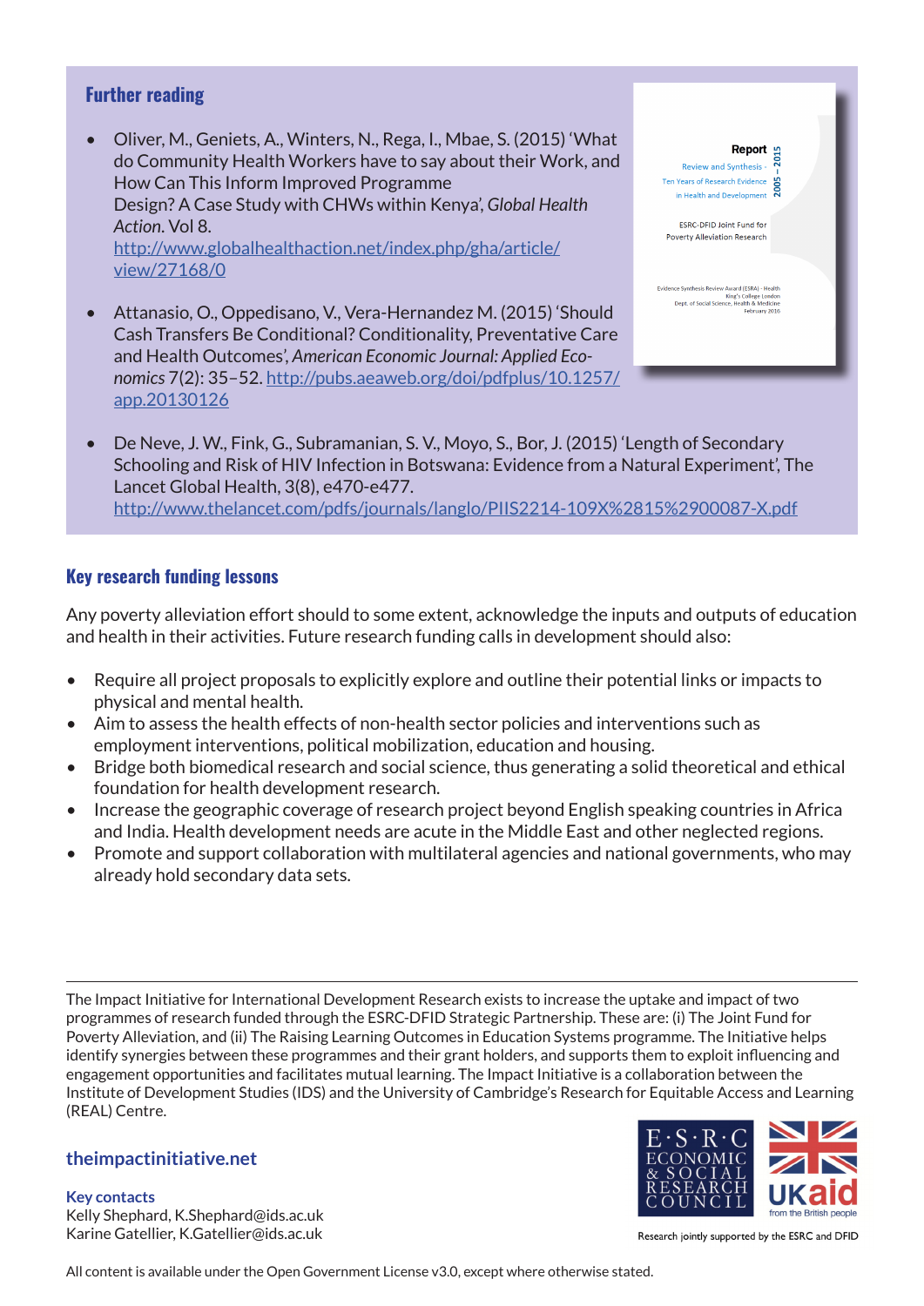## Further reading

- Oliver, M., Geniets, A., Winters, N., Rega, I., Mbae, S. (2015) 'What do Community Health Workers have to say about their Work, and How Can This Inform Improved Programme Design? A Case Study with CHWs within Kenya', *Global Health Action*. Vol 8. http://www.globalhealthaction.net/index.php/gha/article/view/27168/0
- Attanasio, O., Oppedisano, V., Vera-Hernandez M. (2015) 'Should Cash Transfers Be Conditional? Conditionality, Preventative Care and Health Outcomes', *American Economic Journal: Applied Economics* 7(2): 35–52. http://pubs.aeaweb.org/doi/pdfplus/10.1257/app.20130126
- De Neve, J. W., Fink, G., Subramanian, S. V., Moyo, S., Bor, J. (2015) 'Length of Secondary Schooling and Risk of HIV Infection in Botswana: Evidence from a Natural Experiment', The Lancet Global Health, 3(8), e470-e477. http://www.thelancet.com/pdfs/journals/langlo/PIIS2214-109X%2815%2900087-X.pdf

Report
Review and Synthesis - Ten Years of Research Evidence in Health and Development
2005 – 2015
ESRC-DFID Joint Fund for Poverty Alleviation Research
Evidence Synthesis Review Award (ESRA) - Health
King's College London
Dept. of Social Science, Health & Medicine
February 2016

## Key research funding lessons

Any poverty alleviation effort should to some extent, acknowledge the inputs and outputs of education and health in their activities. Future research funding calls in development should also:

- Require all project proposals to explicitly explore and outline their potential links or impacts to physical and mental health.
- Aim to assess the health effects of non-health sector policies and interventions such as employment interventions, political mobilization, education and housing.
- Bridge both biomedical research and social science, thus generating a solid theoretical and ethical foundation for health development research.
- Increase the geographic coverage of research project beyond English speaking countries in Africa and India. Health development needs are acute in the Middle East and other neglected regions.
- Promote and support collaboration with multilateral agencies and national governments, who may already hold secondary data sets.

---

The Impact Initiative for International Development Research exists to increase the uptake and impact of two programmes of research funded through the ESRC-DFID Strategic Partnership. These are: (i) The Joint Fund for Poverty Alleviation, and (ii) The Raising Learning Outcomes in Education Systems programme. The Initiative helps identify synergies between these programmes and their grant holders, and supports them to exploit influencing and engagement opportunities and facilitates mutual learning. The Impact Initiative is a collaboration between the Institute of Development Studies (IDS) and the University of Cambridge's Research for Equitable Access and Learning (REAL) Centre.

**theimpactinitiative.net**

**Key contacts**
Kelly Shephard, K.Shephard@ids.ac.uk
Karine Gatellier, K.Gatellier@ids.ac.uk

E·S·R·C ECONOMIC & SOCIAL RESEARCH COUNCIL

UKaid from the British people

Research jointly supported by the ESRC and DFID

All content is available under the Open Government License v3.0, except where otherwise stated.